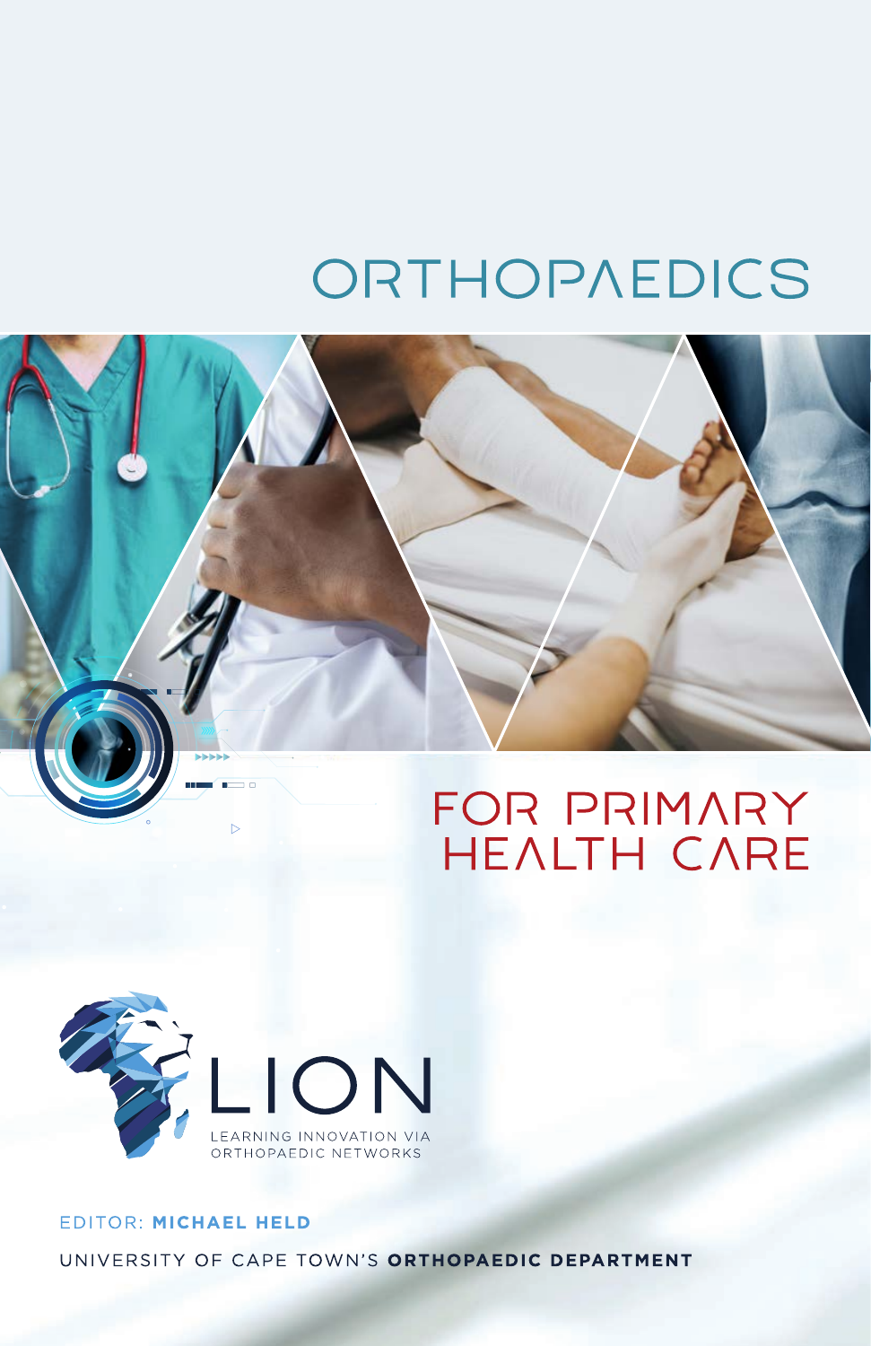# ORTHOPAEDICS

## FOR PRIMARY HEALTH CARE

LION

LEARNING INNOVATION VIA ORTHOPAEDIC NETWORKS

EDITOR: **MICHAEL HELD**

UNIVERSITY OF CAPE TOWN'S **ORTHOPAEDIC DEPARTMENT**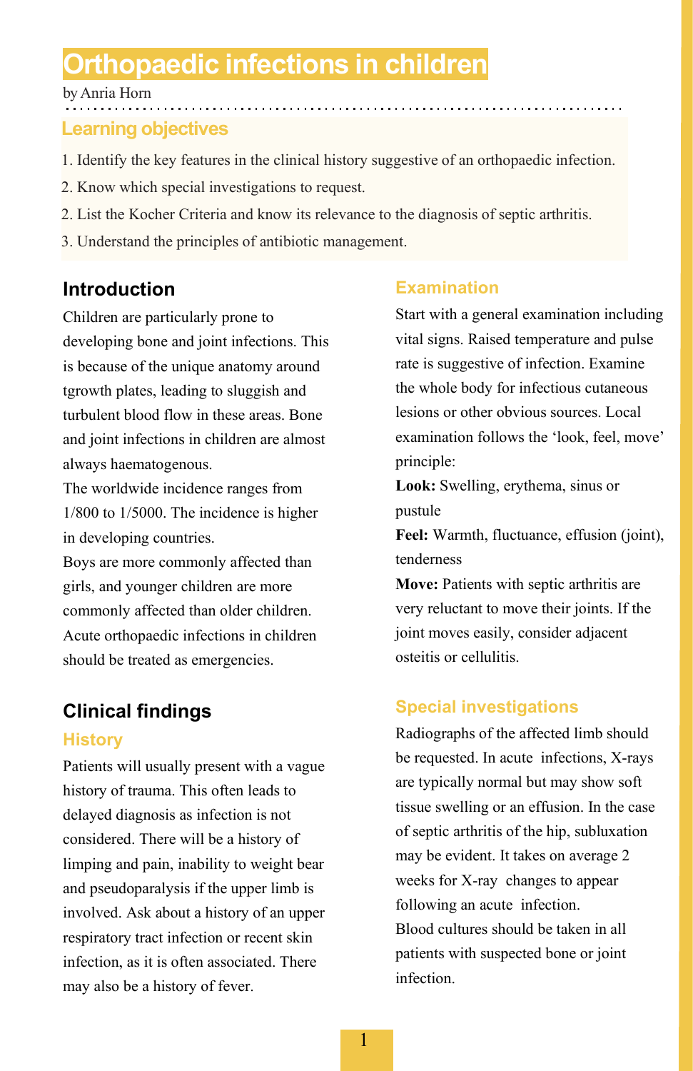# Orthopaedic infections in children

by Anria Horn

## Learning objectives

1. Identify the key features in the clinical history suggestive of an orthopaedic infection.
2. Know which special investigations to request.
2. List the Kocher Criteria and know its relevance to the diagnosis of septic arthritis.
3. Understand the principles of antibiotic management.

## Introduction

Children are particularly prone to developing bone and joint infections. This is because of the unique anatomy around tgrowth plates, leading to sluggish and turbulent blood flow in these areas. Bone and joint infections in children are almost always haematogenous.

The worldwide incidence ranges from 1/800 to 1/5000. The incidence is higher in developing countries.

Boys are more commonly affected than girls, and younger children are more commonly affected than older children. Acute orthopaedic infections in children should be treated as emergencies.

## Clinical findings

### History

Patients will usually present with a vague history of trauma. This often leads to delayed diagnosis as infection is not considered. There will be a history of limping and pain, inability to weight bear and pseudoparalysis if the upper limb is involved. Ask about a history of an upper respiratory tract infection or recent skin infection, as it is often associated. There may also be a history of fever.

### Examination

Start with a general examination including vital signs. Raised temperature and pulse rate is suggestive of infection. Examine the whole body for infectious cutaneous lesions or other obvious sources. Local examination follows the 'look, feel, move' principle:

**Look:** Swelling, erythema, sinus or pustule

**Feel:** Warmth, fluctuance, effusion (joint), tenderness

**Move:** Patients with septic arthritis are very reluctant to move their joints. If the joint moves easily, consider adjacent osteitis or cellulitis.

### Special investigations

Radiographs of the affected limb should be requested. In acute infections, X-rays are typically normal but may show soft tissue swelling or an effusion. In the case of septic arthritis of the hip, subluxation may be evident. It takes on average 2 weeks for X-ray changes to appear following an acute infection.

Blood cultures should be taken in all patients with suspected bone or joint infection.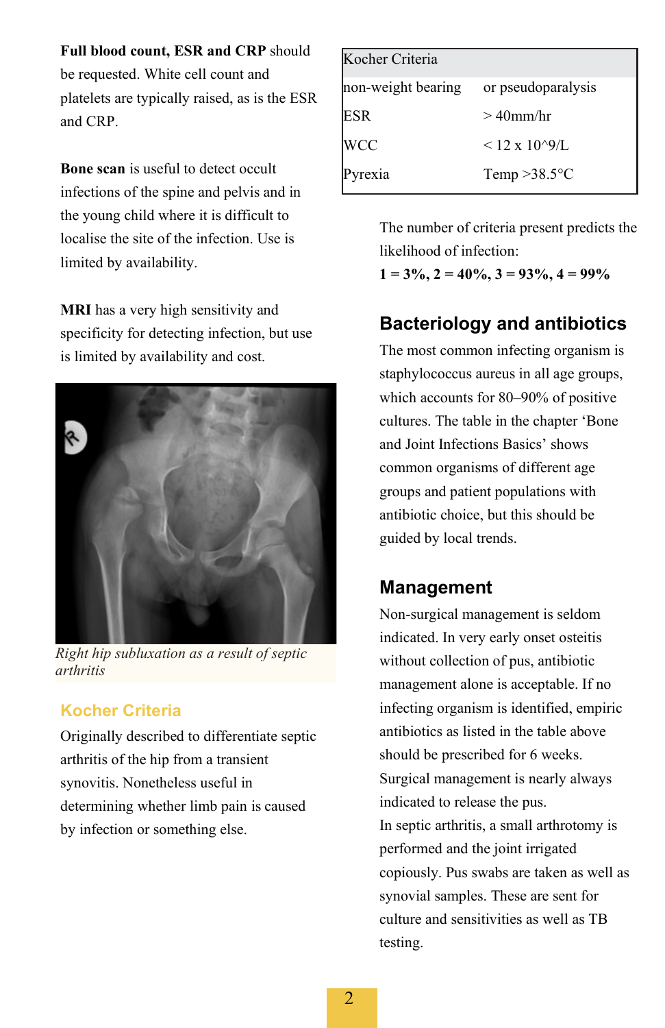**Full blood count, ESR and CRP** should be requested. White cell count and platelets are typically raised, as is the ESR and CRP.

**Bone scan** is useful to detect occult infections of the spine and pelvis and in the young child where it is difficult to localise the site of the infection. Use is limited by availability.

**MRI** has a very high sensitivity and specificity for detecting infection, but use is limited by availability and cost.

*Right hip subluxation as a result of septic arthritis*

## Kocher Criteria

Originally described to differentiate septic arthritis of the hip from a transient synovitis. Nonetheless useful in determining whether limb pain is caused by infection or something else.

| Kocher Criteria | |
|---|---|
| non-weight bearing | or pseudoparalysis |
| ESR | > 40mm/hr |
| WCC | < 12 x 10^9/L |
| Pyrexia | Temp >38.5°C |

The number of criteria present predicts the likelihood of infection:
**1 = 3%, 2 = 40%, 3 = 93%, 4 = 99%**

## Bacteriology and antibiotics

The most common infecting organism is staphylococcus aureus in all age groups, which accounts for 80–90% of positive cultures. The table in the chapter 'Bone and Joint Infections Basics' shows common organisms of different age groups and patient populations with antibiotic choice, but this should be guided by local trends.

## Management

Non-surgical management is seldom indicated. In very early onset osteitis without collection of pus, antibiotic management alone is acceptable. If no infecting organism is identified, empiric antibiotics as listed in the table above should be prescribed for 6 weeks.
Surgical management is nearly always indicated to release the pus.
In septic arthritis, a small arthrotomy is performed and the joint irrigated copiously. Pus swabs are taken as well as synovial samples. These are sent for culture and sensitivities as well as TB testing.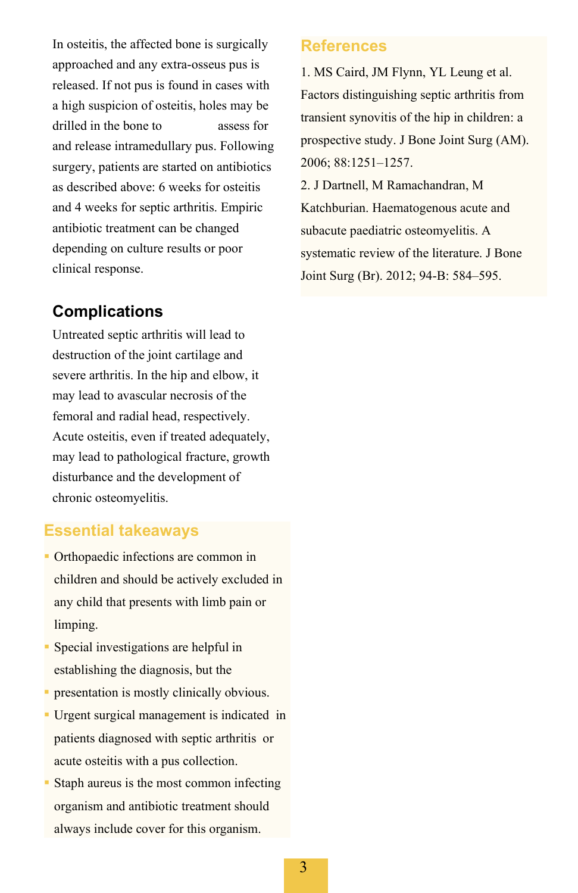In osteitis, the affected bone is surgically approached and any extra-osseus pus is released. If not pus is found in cases with a high suspicion of osteitis, holes may be drilled in the bone to assess for and release intramedullary pus. Following surgery, patients are started on antibiotics as described above: 6 weeks for osteitis and 4 weeks for septic arthritis. Empiric antibiotic treatment can be changed depending on culture results or poor clinical response.

## Complications

Untreated septic arthritis will lead to destruction of the joint cartilage and severe arthritis. In the hip and elbow, it may lead to avascular necrosis of the femoral and radial head, respectively. Acute osteitis, even if treated adequately, may lead to pathological fracture, growth disturbance and the development of chronic osteomyelitis.

## Essential takeaways

- Orthopaedic infections are common in children and should be actively excluded in any child that presents with limb pain or limping.
- Special investigations are helpful in establishing the diagnosis, but the
- presentation is mostly clinically obvious.
- Urgent surgical management is indicated in patients diagnosed with septic arthritis or acute osteitis with a pus collection.
- Staph aureus is the most common infecting organism and antibiotic treatment should always include cover for this organism.

## References

1. MS Caird, JM Flynn, YL Leung et al. Factors distinguishing septic arthritis from transient synovitis of the hip in children: a prospective study. J Bone Joint Surg (AM). 2006; 88:1251–1257.
2. J Dartnell, M Ramachandran, M Katchburian. Haematogenous acute and subacute paediatric osteomyelitis. A systematic review of the literature. J Bone Joint Surg (Br). 2012; 94-B: 584–595.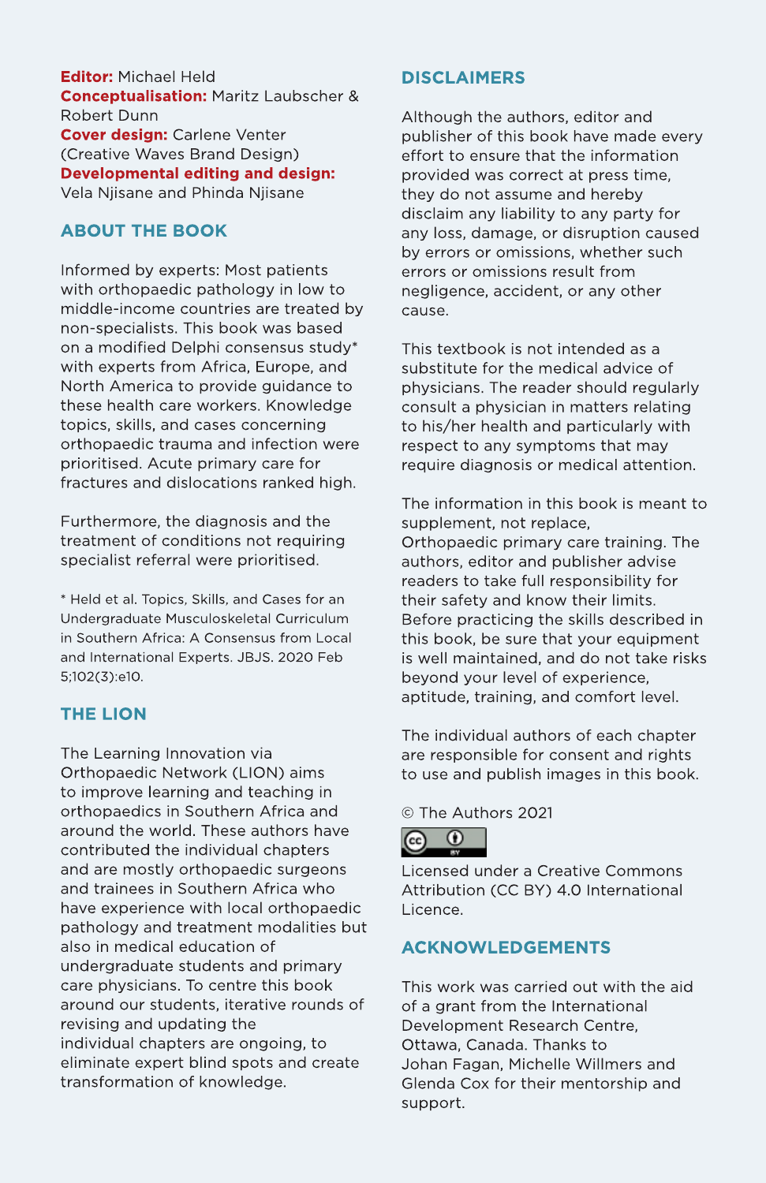**Editor:** Michael Held
**Conceptualisation:** Maritz Laubscher & Robert Dunn
**Cover design:** Carlene Venter (Creative Waves Brand Design)
**Developmental editing and design:** Vela Njisane and Phinda Njisane

## ABOUT THE BOOK

Informed by experts: Most patients with orthopaedic pathology in low to middle-income countries are treated by non-specialists. This book was based on a modified Delphi consensus study* with experts from Africa, Europe, and North America to provide guidance to these health care workers. Knowledge topics, skills, and cases concerning orthopaedic trauma and infection were prioritised. Acute primary care for fractures and dislocations ranked high.

Furthermore, the diagnosis and the treatment of conditions not requiring specialist referral were prioritised.

* Held et al. Topics, Skills, and Cases for an Undergraduate Musculoskeletal Curriculum in Southern Africa: A Consensus from Local and International Experts. JBJS. 2020 Feb 5;102(3):e10.

## THE LION

The Learning Innovation via Orthopaedic Network (LION) aims to improve learning and teaching in orthopaedics in Southern Africa and around the world. These authors have contributed the individual chapters and are mostly orthopaedic surgeons and trainees in Southern Africa who have experience with local orthopaedic pathology and treatment modalities but also in medical education of undergraduate students and primary care physicians. To centre this book around our students, iterative rounds of revising and updating the individual chapters are ongoing, to eliminate expert blind spots and create transformation of knowledge.

## DISCLAIMERS

Although the authors, editor and publisher of this book have made every effort to ensure that the information provided was correct at press time, they do not assume and hereby disclaim any liability to any party for any loss, damage, or disruption caused by errors or omissions, whether such errors or omissions result from negligence, accident, or any other cause.

This textbook is not intended as a substitute for the medical advice of physicians. The reader should regularly consult a physician in matters relating to his/her health and particularly with respect to any symptoms that may require diagnosis or medical attention.

The information in this book is meant to supplement, not replace, Orthopaedic primary care training. The authors, editor and publisher advise readers to take full responsibility for their safety and know their limits. Before practicing the skills described in this book, be sure that your equipment is well maintained, and do not take risks beyond your level of experience, aptitude, training, and comfort level.

The individual authors of each chapter are responsible for consent and rights to use and publish images in this book.

© The Authors 2021

Licensed under a Creative Commons Attribution (CC BY) 4.0 International Licence.

## ACKNOWLEDGEMENTS

This work was carried out with the aid of a grant from the International Development Research Centre, Ottawa, Canada. Thanks to Johan Fagan, Michelle Willmers and Glenda Cox for their mentorship and support.